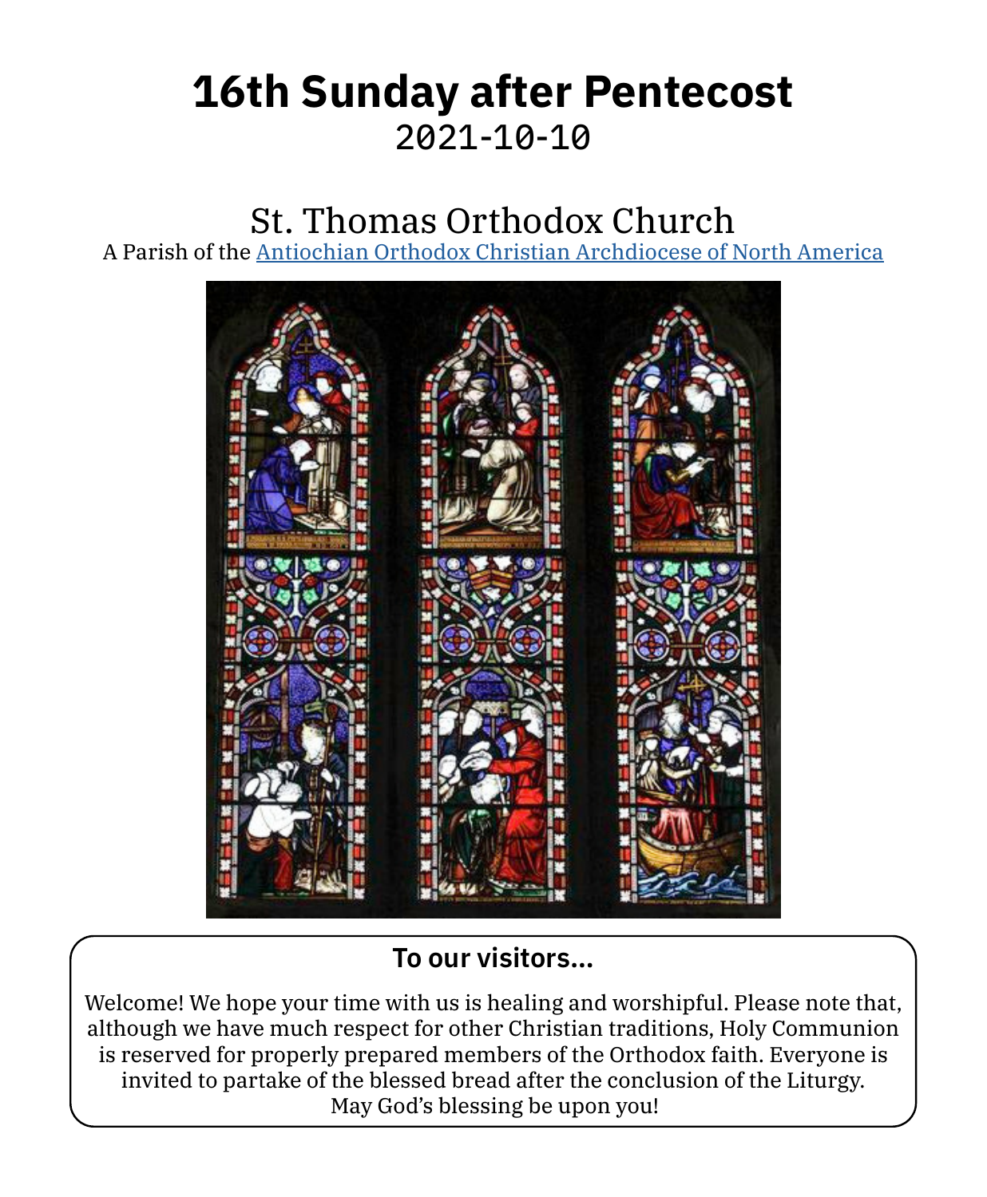# 16th Sunday after Pentecost

2021-10-10

## St. Thomas Orthodox Church

A Parish of the [Antiochian Orthodox Christian Archdiocese of North America]

### To our visitors...

Welcome! We hope your time with us is healing and worshipful. Please note that, although we have much respect for other Christian traditions, Holy Communion is reserved for properly prepared members of the Orthodox faith. Everyone is invited to partake of the blessed bread after the conclusion of the Liturgy. May God's blessing be upon you!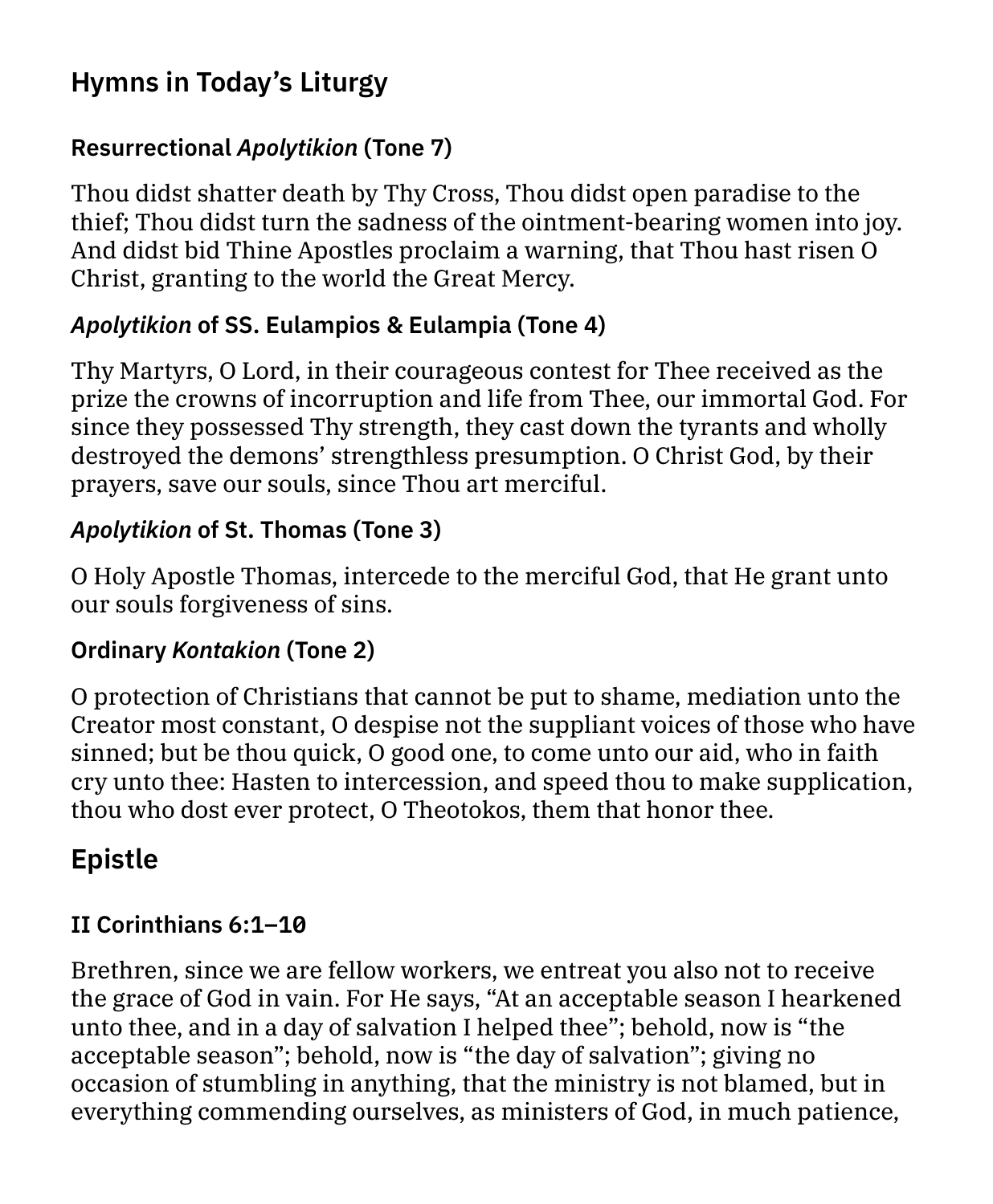## Hymns in Today's Liturgy

### Resurrectional *Apolytikion* (Tone 7)

Thou didst shatter death by Thy Cross, Thou didst open paradise to the thief; Thou didst turn the sadness of the ointment-bearing women into joy. And didst bid Thine Apostles proclaim a warning, that Thou hast risen O Christ, granting to the world the Great Mercy.

### *Apolytikion* of SS. Eulampios & Eulampia (Tone 4)

Thy Martyrs, O Lord, in their courageous contest for Thee received as the prize the crowns of incorruption and life from Thee, our immortal God. For since they possessed Thy strength, they cast down the tyrants and wholly destroyed the demons' strengthless presumption. O Christ God, by their prayers, save our souls, since Thou art merciful.

### *Apolytikion* of St. Thomas (Tone 3)

O Holy Apostle Thomas, intercede to the merciful God, that He grant unto our souls forgiveness of sins.

### Ordinary *Kontakion* (Tone 2)

O protection of Christians that cannot be put to shame, mediation unto the Creator most constant, O despise not the suppliant voices of those who have sinned; but be thou quick, O good one, to come unto our aid, who in faith cry unto thee: Hasten to intercession, and speed thou to make supplication, thou who dost ever protect, O Theotokos, them that honor thee.

## Epistle

### II Corinthians 6:1–10

Brethren, since we are fellow workers, we entreat you also not to receive the grace of God in vain. For He says, "At an acceptable season I hearkened unto thee, and in a day of salvation I helped thee"; behold, now is "the acceptable season"; behold, now is "the day of salvation"; giving no occasion of stumbling in anything, that the ministry is not blamed, but in everything commending ourselves, as ministers of God, in much patience,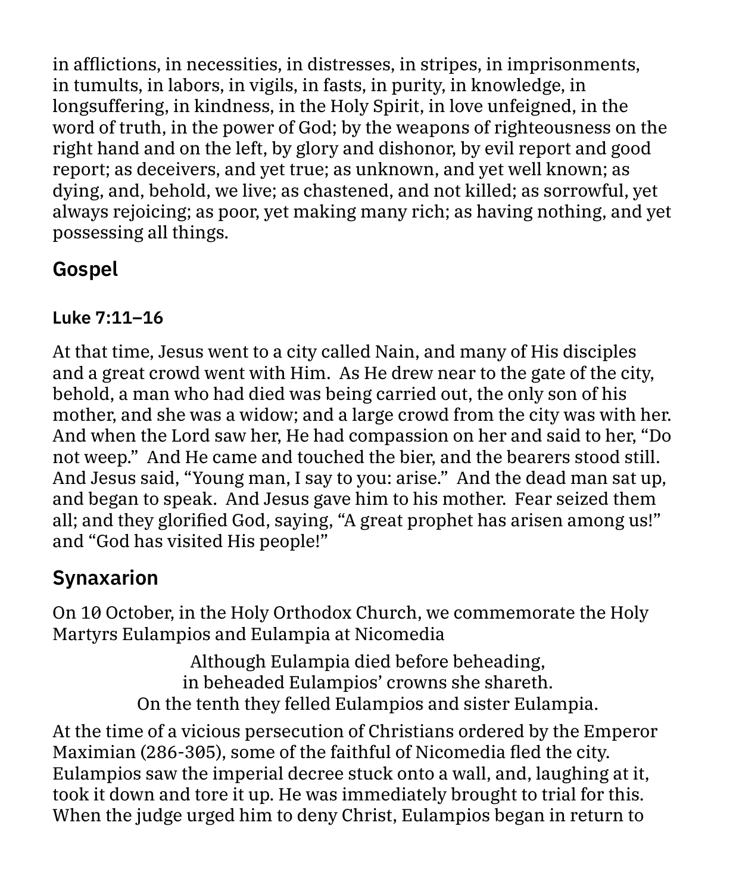in afflictions, in necessities, in distresses, in stripes, in imprisonments, in tumults, in labors, in vigils, in fasts, in purity, in knowledge, in longsuffering, in kindness, in the Holy Spirit, in love unfeigned, in the word of truth, in the power of God; by the weapons of righteousness on the right hand and on the left, by glory and dishonor, by evil report and good report; as deceivers, and yet true; as unknown, and yet well known; as dying, and, behold, we live; as chastened, and not killed; as sorrowful, yet always rejoicing; as poor, yet making many rich; as having nothing, and yet possessing all things.

## Gospel

### Luke 7:11–16

At that time, Jesus went to a city called Nain, and many of His disciples and a great crowd went with Him. As He drew near to the gate of the city, behold, a man who had died was being carried out, the only son of his mother, and she was a widow; and a large crowd from the city was with her. And when the Lord saw her, He had compassion on her and said to her, "Do not weep." And He came and touched the bier, and the bearers stood still. And Jesus said, "Young man, I say to you: arise." And the dead man sat up, and began to speak. And Jesus gave him to his mother. Fear seized them all; and they glorified God, saying, "A great prophet has arisen among us!" and "God has visited His people!"

## Synaxarion

On 10 October, in the Holy Orthodox Church, we commemorate the Holy Martyrs Eulampios and Eulampia at Nicomedia

Although Eulampia died before beheading,
in beheaded Eulampios' crowns she shareth.
On the tenth they felled Eulampios and sister Eulampia.

At the time of a vicious persecution of Christians ordered by the Emperor Maximian (286-305), some of the faithful of Nicomedia fled the city. Eulampios saw the imperial decree stuck onto a wall, and, laughing at it, took it down and tore it up. He was immediately brought to trial for this. When the judge urged him to deny Christ, Eulampios began in return to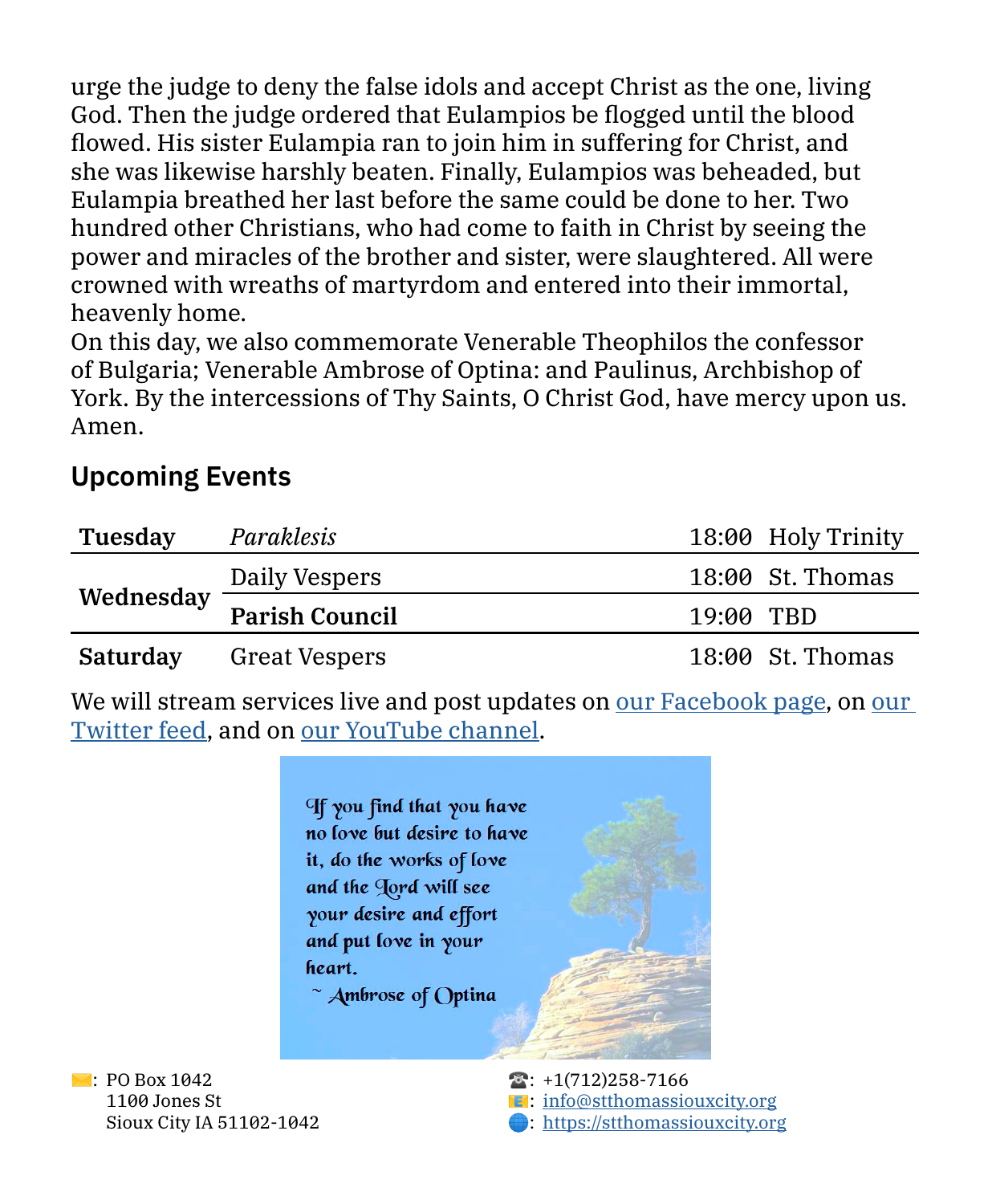urge the judge to deny the false idols and accept Christ as the one, living God. Then the judge ordered that Eulampios be flogged until the blood flowed. His sister Eulampia ran to join him in suffering for Christ, and she was likewise harshly beaten. Finally, Eulampios was beheaded, but Eulampia breathed her last before the same could be done to her. Two hundred other Christians, who had come to faith in Christ by seeing the power and miracles of the brother and sister, were slaughtered. All were crowned with wreaths of martyrdom and entered into their immortal, heavenly home.
On this day, we also commemorate Venerable Theophilos the confessor of Bulgaria; Venerable Ambrose of Optina: and Paulinus, Archbishop of York. By the intercessions of Thy Saints, O Christ God, have mercy upon us. Amen.

## Upcoming Events

| | | | |
|---|---|---|---|
| **Tuesday** | *Paraklesis* | 18:00 | Holy Trinity |
| **Wednesday** | Daily Vespers | 18:00 | St. Thomas |
| | **Parish Council** | 19:00 | TBD |
| **Saturday** | Great Vespers | 18:00 | St. Thomas |

We will stream services live and post updates on our Facebook page, on our Twitter feed, and on our YouTube channel.

If you find that you have no love but desire to have it, do the works of love and the Lord will see your desire and effort and put love in your heart.
~ Ambrose of Optina

✉️: PO Box 1042
1100 Jones St
Sioux City IA 51102-1042

☎: +1(712)258-7166
📧: info@stthomassiouxcity.org
🌐: https://stthomassiouxcity.org